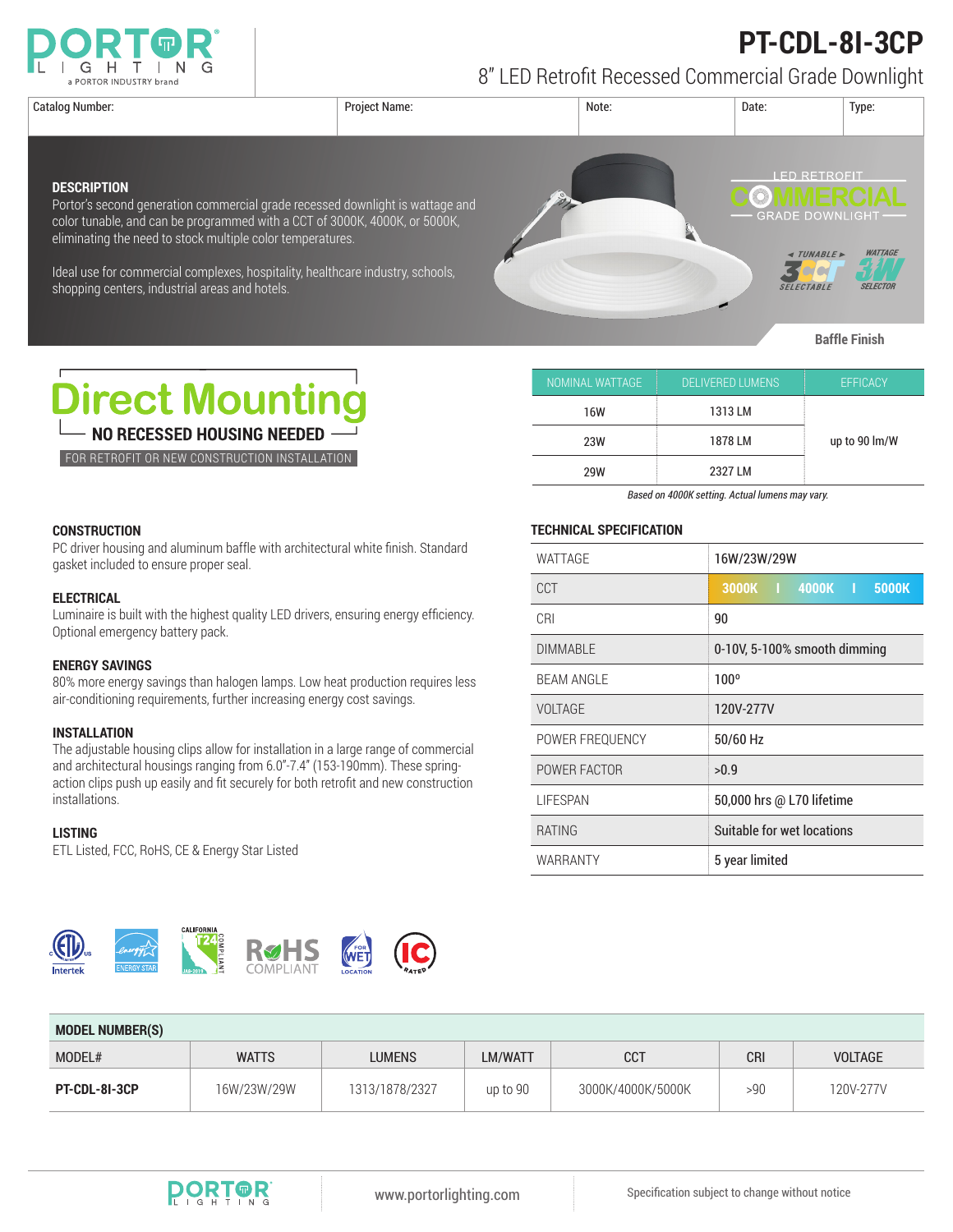# PT-CDL-8I-3CP

## 8" LED Retrofit Recessed Commercial Grade Downlight

| Catalog Number: | Project Name: | Note: | Date: | Type: |
|---|---|---|---|---|
| | | | | |

### DESCRIPTION

Portor's second generation commercial grade recessed downlight is wattage and color tunable, and can be programmed with a CCT of 3000K, 4000K, or 5000K, eliminating the need to stock multiple color temperatures.

Ideal use for commercial complexes, hospitality, healthcare industry, schools, shopping centers, industrial areas and hotels.

LED RETROFIT COMMERCIAL GRADE DOWNLIGHT

TUNABLE 3CCT SELECTABLE — WATTAGE 3W SELECTOR

Baffle Finish

**Direct Mounting**

**NO RECESSED HOUSING NEEDED**

FOR RETROFIT OR NEW CONSTRUCTION INSTALLATION

| NOMINAL WATTAGE | DELIVERED LUMENS | EFFICACY |
|---|---|---|
| 16W | 1313 LM | up to 90 lm/W |
| 23W | 1878 LM | |
| 29W | 2327 LM | |

*Based on 4000K setting. Actual lumens may vary.*

### CONSTRUCTION

PC driver housing and aluminum baffle with architectural white finish. Standard gasket included to ensure proper seal.

### ELECTRICAL

Luminaire is built with the highest quality LED drivers, ensuring energy efficiency. Optional emergency battery pack.

### ENERGY SAVINGS

80% more energy savings than halogen lamps. Low heat production requires less air-conditioning requirements, further increasing energy cost savings.

### INSTALLATION

The adjustable housing clips allow for installation in a large range of commercial and architectural housings ranging from 6.0"-7.4" (153-190mm). These spring-action clips push up easily and fit securely for both retrofit and new construction installations.

### LISTING

ETL Listed, FCC, RoHS, CE & Energy Star Listed

### TECHNICAL SPECIFICATION

| | |
|---|---|
| WATTAGE | 16W/23W/29W |
| CCT | 3000K I 4000K I 5000K |
| CRI | 90 |
| DIMMABLE | 0-10V, 5-100% smooth dimming |
| BEAM ANGLE | 100º |
| VOLTAGE | 120V-277V |
| POWER FREQUENCY | 50/60 Hz |
| POWER FACTOR | >0.9 |
| LIFESPAN | 50,000 hrs @ L70 lifetime |
| RATING | Suitable for wet locations |
| WARRANTY | 5 year limited |

### MODEL NUMBER(S)

| MODEL# | WATTS | LUMENS | LM/WATT | CCT | CRI | VOLTAGE |
|---|---|---|---|---|---|---|
| **PT-CDL-8I-3CP** | 16W/23W/29W | 1313/1878/2327 | up to 90 | 3000K/4000K/5000K | >90 | 120V-277V |

www.portorlighting.com

Specification subject to change without notice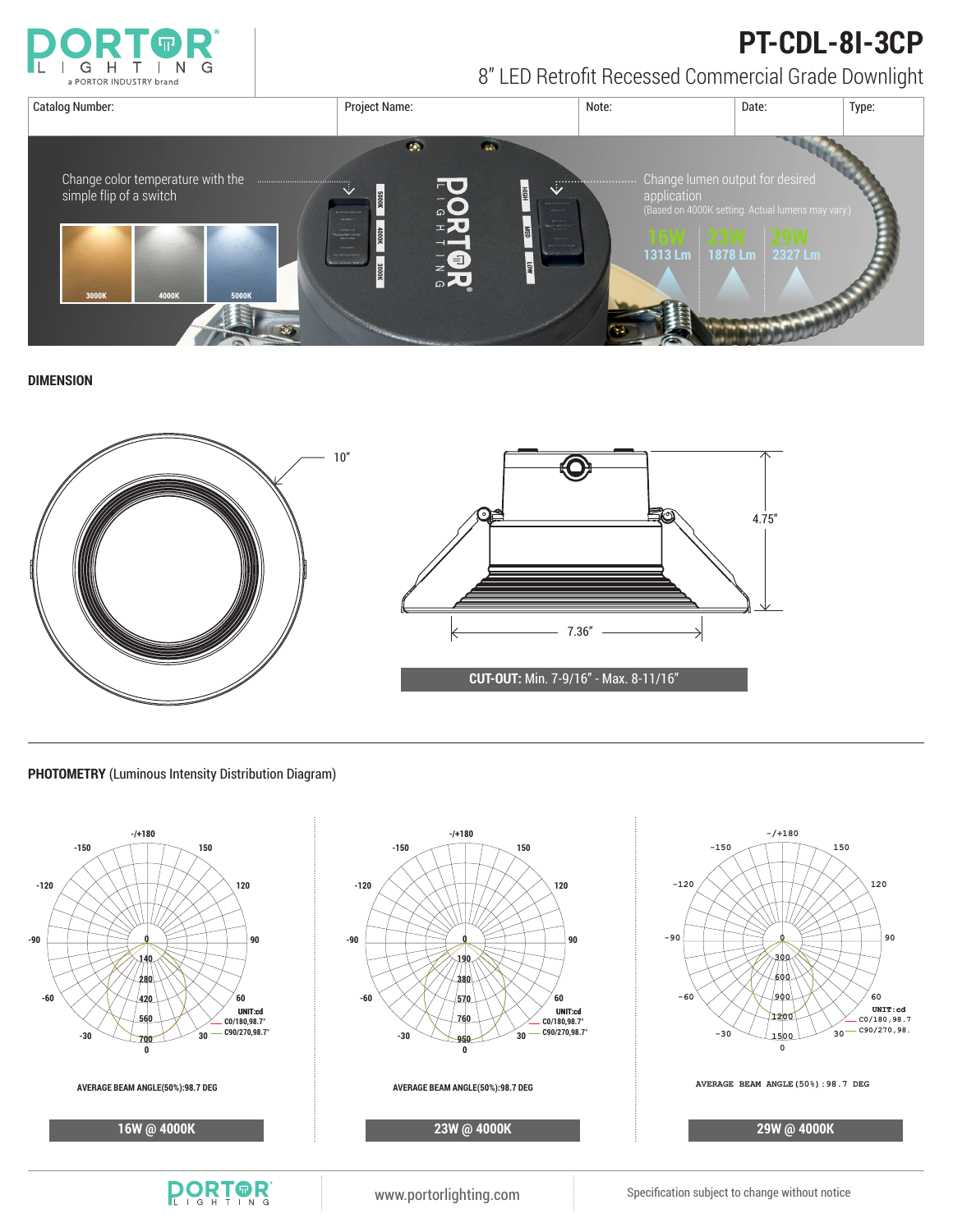# PT-CDL-8I-3CP

8" LED Retrofit Recessed Commercial Grade Downlight

| Catalog Number: | Project Name: | Note: | Date: | Type: |
|---|---|---|---|---|
| | | | | |

Change color temperature with the simple flip of a switch

3000K 4000K 5000K

5000K 4000K 3000K

HIGH MED LOW

Change lumen output for desired application
(Based on 4000K setting. Actual lumens may vary.)

16W 1313 Lm | 23W 1878 Lm | 29W 2327 Lm

## DIMENSION

10"

4.75"

7.36"

**CUT-OUT:** Min. 7-9/16" - Max. 8-11/16"

## PHOTOMETRY (Luminous Intensity Distribution Diagram)

-/+180 -150 150 -120 120 -90 90 -60 60 -30 30 0
0 140 280 420 560 700
UNIT:cd
C0/180,98.7°
C90/270,98.7°

AVERAGE BEAM ANGLE(50%):98.7 DEG

**16W @ 4000K**

-/+180 -150 150 -120 120 -90 90 -60 60 -30 30 0
0 190 380 570 760 950
UNIT:cd
C0/180,98.7°
C90/270,98.7°

AVERAGE BEAM ANGLE(50%):98.7 DEG

**23W @ 4000K**

-/+180 -150 150 -120 120 -90 90 -60 60 -30 30 0
0 300 600 900 1200 1500
UNIT:cd
C0/180,98.7
C90/270,98.

AVERAGE BEAM ANGLE(50%):98.7 DEG

**29W @ 4000K**

www.portorlighting.com

Specification subject to change without notice